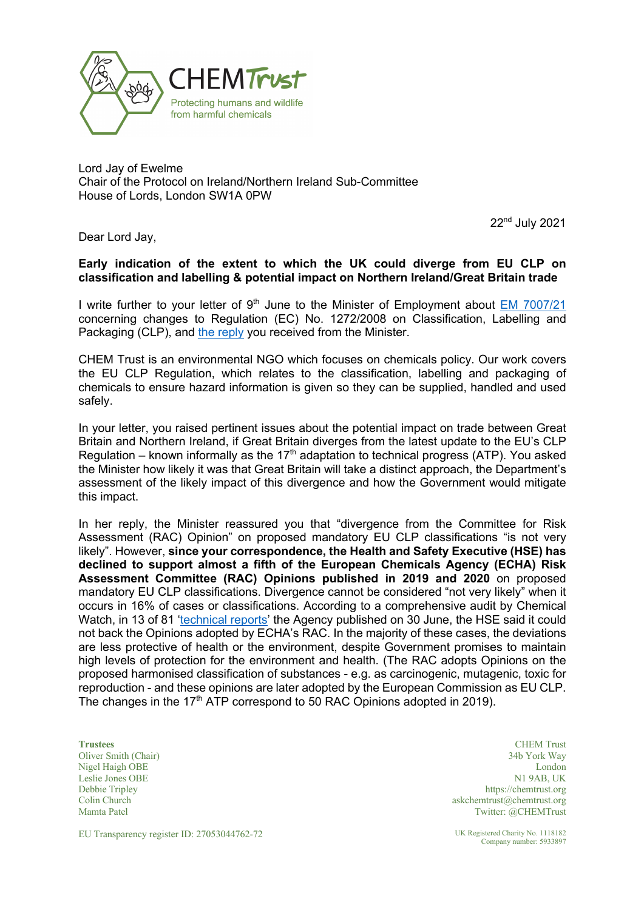CHEM Trust

Protecting humans and wildlife from harmful chemicals

Lord Jay of Ewelme
Chair of the Protocol on Ireland/Northern Ireland Sub-Committee
House of Lords, London SW1A 0PW

22nd July 2021

Dear Lord Jay,

**Early indication of the extent to which the UK could diverge from EU CLP on classification and labelling & potential impact on Northern Ireland/Great Britain trade**

I write further to your letter of 9th June to the Minister of Employment about EM 7007/21 concerning changes to Regulation (EC) No. 1272/2008 on Classification, Labelling and Packaging (CLP), and the reply you received from the Minister.

CHEM Trust is an environmental NGO which focuses on chemicals policy. Our work covers the EU CLP Regulation, which relates to the classification, labelling and packaging of chemicals to ensure hazard information is given so they can be supplied, handled and used safely.

In your letter, you raised pertinent issues about the potential impact on trade between Great Britain and Northern Ireland, if Great Britain diverges from the latest update to the EU's CLP Regulation – known informally as the 17th adaptation to technical progress (ATP). You asked the Minister how likely it was that Great Britain will take a distinct approach, the Department's assessment of the likely impact of this divergence and how the Government would mitigate this impact.

In her reply, the Minister reassured you that "divergence from the Committee for Risk Assessment (RAC) Opinion" on proposed mandatory EU CLP classifications "is not very likely". However, **since your correspondence, the Health and Safety Executive (HSE) has declined to support almost a fifth of the European Chemicals Agency (ECHA) Risk Assessment Committee (RAC) Opinions published in 2019 and 2020** on proposed mandatory EU CLP classifications. Divergence cannot be considered "not very likely" when it occurs in 16% of cases or classifications. According to a comprehensive audit by Chemical Watch, in 13 of 81 'technical reports' the Agency published on 30 June, the HSE said it could not back the Opinions adopted by ECHA's RAC. In the majority of these cases, the deviations are less protective of health or the environment, despite Government promises to maintain high levels of protection for the environment and health. (The RAC adopts Opinions on the proposed harmonised classification of substances - e.g. as carcinogenic, mutagenic, toxic for reproduction - and these opinions are later adopted by the European Commission as EU CLP. The changes in the 17th ATP correspond to 50 RAC Opinions adopted in 2019).

**Trustees**
Oliver Smith (Chair)
Nigel Haigh OBE
Leslie Jones OBE
Debbie Tripley
Colin Church
Mamta Patel

CHEM Trust
34b York Way
London
N1 9AB, UK
https://chemtrust.org
askchemtrust@chemtrust.org
Twitter: @CHEMTrust

EU Transparency register ID: 27053044762-72

UK Registered Charity No. 1118182
Company number: 5933897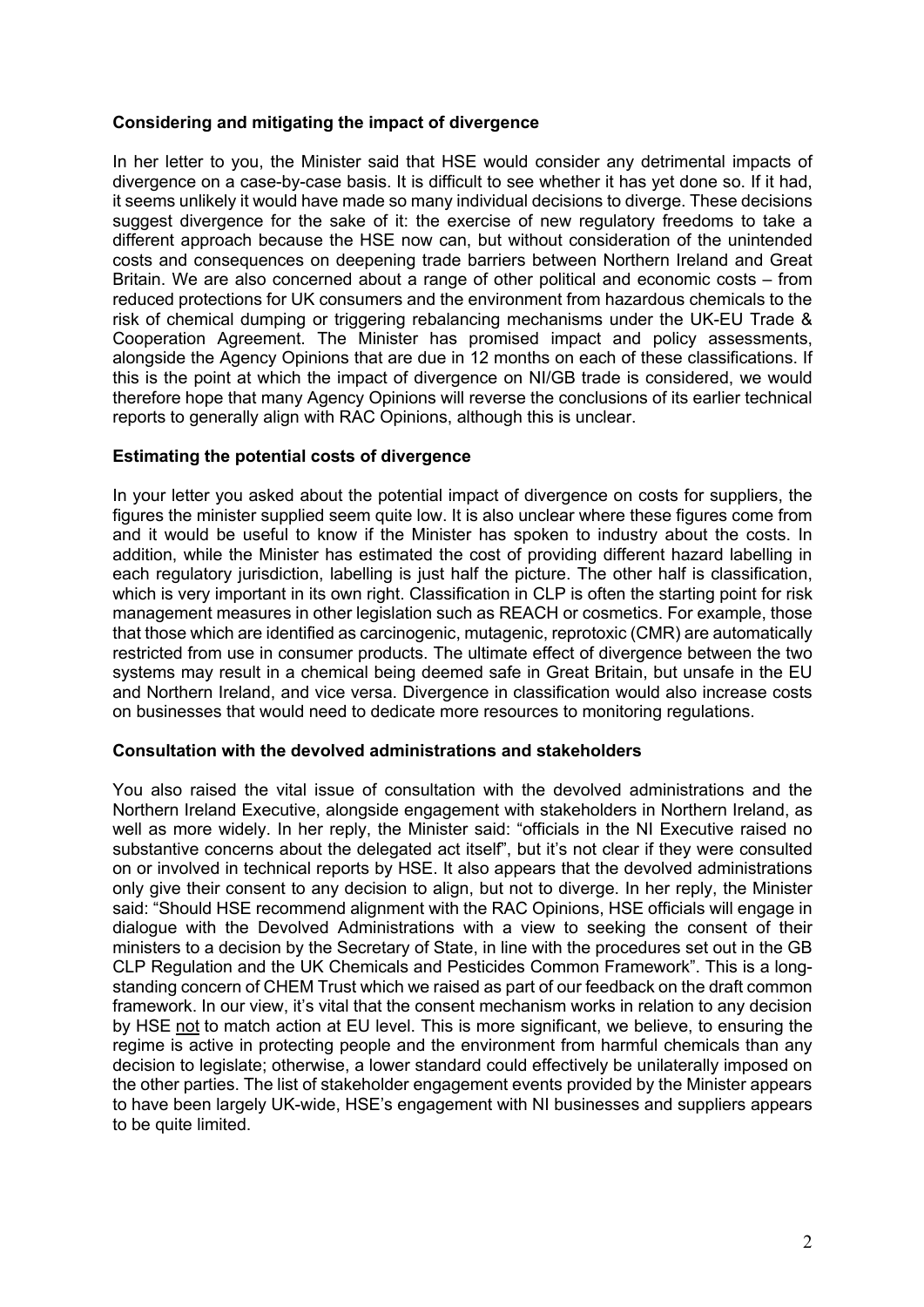**Considering and mitigating the impact of divergence**

In her letter to you, the Minister said that HSE would consider any detrimental impacts of divergence on a case-by-case basis. It is difficult to see whether it has yet done so. If it had, it seems unlikely it would have made so many individual decisions to diverge. These decisions suggest divergence for the sake of it: the exercise of new regulatory freedoms to take a different approach because the HSE now can, but without consideration of the unintended costs and consequences on deepening trade barriers between Northern Ireland and Great Britain. We are also concerned about a range of other political and economic costs – from reduced protections for UK consumers and the environment from hazardous chemicals to the risk of chemical dumping or triggering rebalancing mechanisms under the UK-EU Trade & Cooperation Agreement. The Minister has promised impact and policy assessments, alongside the Agency Opinions that are due in 12 months on each of these classifications. If this is the point at which the impact of divergence on NI/GB trade is considered, we would therefore hope that many Agency Opinions will reverse the conclusions of its earlier technical reports to generally align with RAC Opinions, although this is unclear.

**Estimating the potential costs of divergence**

In your letter you asked about the potential impact of divergence on costs for suppliers, the figures the minister supplied seem quite low. It is also unclear where these figures come from and it would be useful to know if the Minister has spoken to industry about the costs. In addition, while the Minister has estimated the cost of providing different hazard labelling in each regulatory jurisdiction, labelling is just half the picture. The other half is classification, which is very important in its own right. Classification in CLP is often the starting point for risk management measures in other legislation such as REACH or cosmetics. For example, those that those which are identified as carcinogenic, mutagenic, reprotoxic (CMR) are automatically restricted from use in consumer products. The ultimate effect of divergence between the two systems may result in a chemical being deemed safe in Great Britain, but unsafe in the EU and Northern Ireland, and vice versa. Divergence in classification would also increase costs on businesses that would need to dedicate more resources to monitoring regulations.

**Consultation with the devolved administrations and stakeholders**

You also raised the vital issue of consultation with the devolved administrations and the Northern Ireland Executive, alongside engagement with stakeholders in Northern Ireland, as well as more widely. In her reply, the Minister said: "officials in the NI Executive raised no substantive concerns about the delegated act itself", but it's not clear if they were consulted on or involved in technical reports by HSE. It also appears that the devolved administrations only give their consent to any decision to align, but not to diverge. In her reply, the Minister said: "Should HSE recommend alignment with the RAC Opinions, HSE officials will engage in dialogue with the Devolved Administrations with a view to seeking the consent of their ministers to a decision by the Secretary of State, in line with the procedures set out in the GB CLP Regulation and the UK Chemicals and Pesticides Common Framework". This is a long-standing concern of CHEM Trust which we raised as part of our feedback on the draft common framework. In our view, it's vital that the consent mechanism works in relation to any decision by HSE <u>not</u> to match action at EU level. This is more significant, we believe, to ensuring the regime is active in protecting people and the environment from harmful chemicals than any decision to legislate; otherwise, a lower standard could effectively be unilaterally imposed on the other parties. The list of stakeholder engagement events provided by the Minister appears to have been largely UK-wide, HSE's engagement with NI businesses and suppliers appears to be quite limited.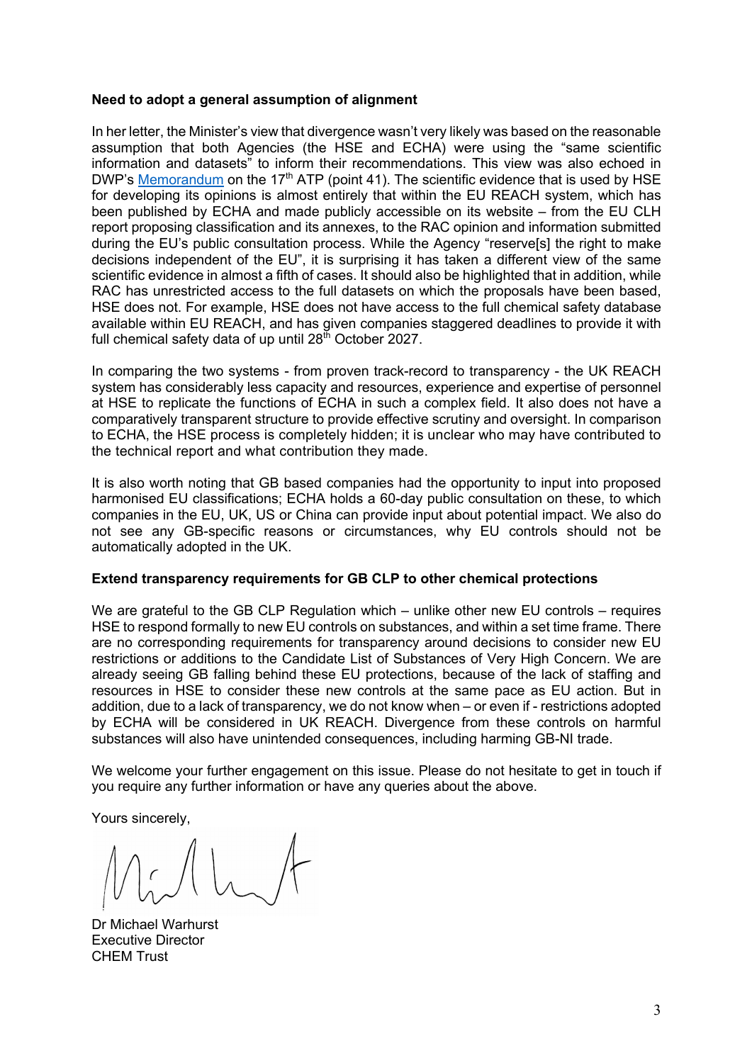**Need to adopt a general assumption of alignment**

In her letter, the Minister's view that divergence wasn't very likely was based on the reasonable assumption that both Agencies (the HSE and ECHA) were using the "same scientific information and datasets" to inform their recommendations. This view was also echoed in DWP's Memorandum on the 17th ATP (point 41). The scientific evidence that is used by HSE for developing its opinions is almost entirely that within the EU REACH system, which has been published by ECHA and made publicly accessible on its website – from the EU CLH report proposing classification and its annexes, to the RAC opinion and information submitted during the EU's public consultation process. While the Agency "reserve[s] the right to make decisions independent of the EU", it is surprising it has taken a different view of the same scientific evidence in almost a fifth of cases. It should also be highlighted that in addition, while RAC has unrestricted access to the full datasets on which the proposals have been based, HSE does not. For example, HSE does not have access to the full chemical safety database available within EU REACH, and has given companies staggered deadlines to provide it with full chemical safety data of up until 28th October 2027.

In comparing the two systems - from proven track-record to transparency - the UK REACH system has considerably less capacity and resources, experience and expertise of personnel at HSE to replicate the functions of ECHA in such a complex field. It also does not have a comparatively transparent structure to provide effective scrutiny and oversight. In comparison to ECHA, the HSE process is completely hidden; it is unclear who may have contributed to the technical report and what contribution they made.

It is also worth noting that GB based companies had the opportunity to input into proposed harmonised EU classifications; ECHA holds a 60-day public consultation on these, to which companies in the EU, UK, US or China can provide input about potential impact. We also do not see any GB-specific reasons or circumstances, why EU controls should not be automatically adopted in the UK.

**Extend transparency requirements for GB CLP to other chemical protections**

We are grateful to the GB CLP Regulation which – unlike other new EU controls – requires HSE to respond formally to new EU controls on substances, and within a set time frame. There are no corresponding requirements for transparency around decisions to consider new EU restrictions or additions to the Candidate List of Substances of Very High Concern. We are already seeing GB falling behind these EU protections, because of the lack of staffing and resources in HSE to consider these new controls at the same pace as EU action. But in addition, due to a lack of transparency, we do not know when – or even if - restrictions adopted by ECHA will be considered in UK REACH. Divergence from these controls on harmful substances will also have unintended consequences, including harming GB-NI trade.

We welcome your further engagement on this issue. Please do not hesitate to get in touch if you require any further information or have any queries about the above.

Yours sincerely,

Dr Michael Warhurst
Executive Director
CHEM Trust